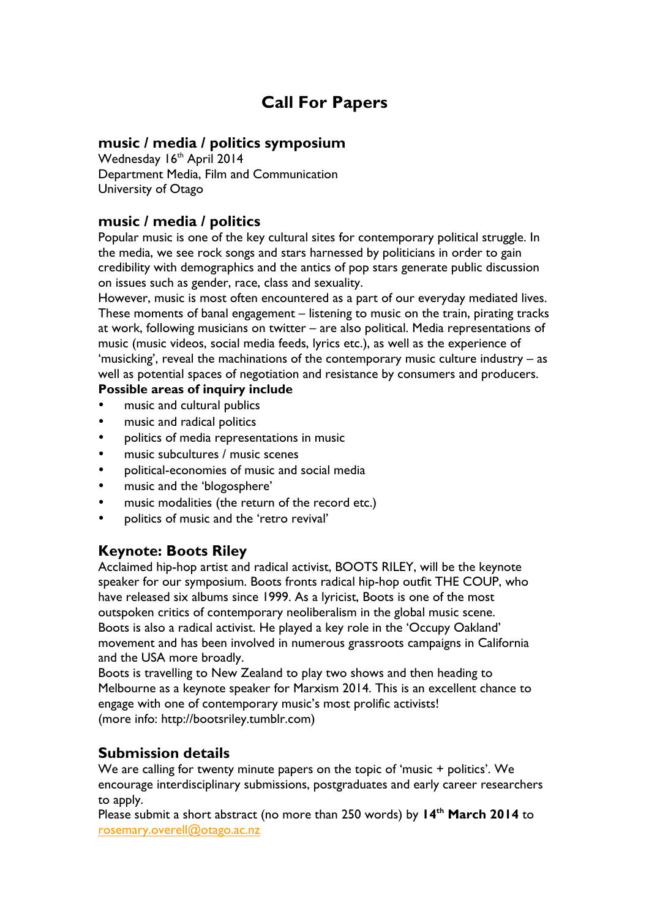# Call For Papers

## music / media / politics symposium

Wednesday 16th April 2014
Department Media, Film and Communication
University of Otago

## music / media / politics

Popular music is one of the key cultural sites for contemporary political struggle. In the media, we see rock songs and stars harnessed by politicians in order to gain credibility with demographics and the antics of pop stars generate public discussion on issues such as gender, race, class and sexuality.

However, music is most often encountered as a part of our everyday mediated lives. These moments of banal engagement – listening to music on the train, pirating tracks at work, following musicians on twitter – are also political. Media representations of music (music videos, social media feeds, lyrics etc.), as well as the experience of 'musicking', reveal the machinations of the contemporary music culture industry – as well as potential spaces of negotiation and resistance by consumers and producers.

**Possible areas of inquiry include**

- music and cultural publics
- music and radical politics
- politics of media representations in music
- music subcultures / music scenes
- political-economies of music and social media
- music and the 'blogosphere'
- music modalities (the return of the record etc.)
- politics of music and the 'retro revival'

## Keynote: Boots Riley

Acclaimed hip-hop artist and radical activist, BOOTS RILEY, will be the keynote speaker for our symposium. Boots fronts radical hip-hop outfit THE COUP, who have released six albums since 1999. As a lyricist, Boots is one of the most outspoken critics of contemporary neoliberalism in the global music scene.

Boots is also a radical activist. He played a key role in the 'Occupy Oakland' movement and has been involved in numerous grassroots campaigns in California and the USA more broadly.

Boots is travelling to New Zealand to play two shows and then heading to Melbourne as a keynote speaker for Marxism 2014. This is an excellent chance to engage with one of contemporary music's most prolific activists!

(more info: http://bootsriley.tumblr.com)

## Submission details

We are calling for twenty minute papers on the topic of 'music + politics'. We encourage interdisciplinary submissions, postgraduates and early career researchers to apply.

Please submit a short abstract (no more than 250 words) by **14th March 2014** to rosemary.overell@otago.ac.nz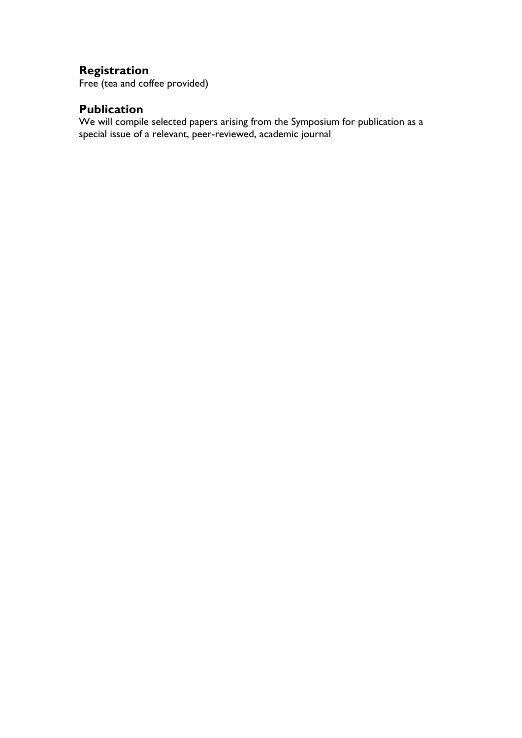## Registration

Free (tea and coffee provided)

## Publication

We will compile selected papers arising from the Symposium for publication as a special issue of a relevant, peer-reviewed, academic journal